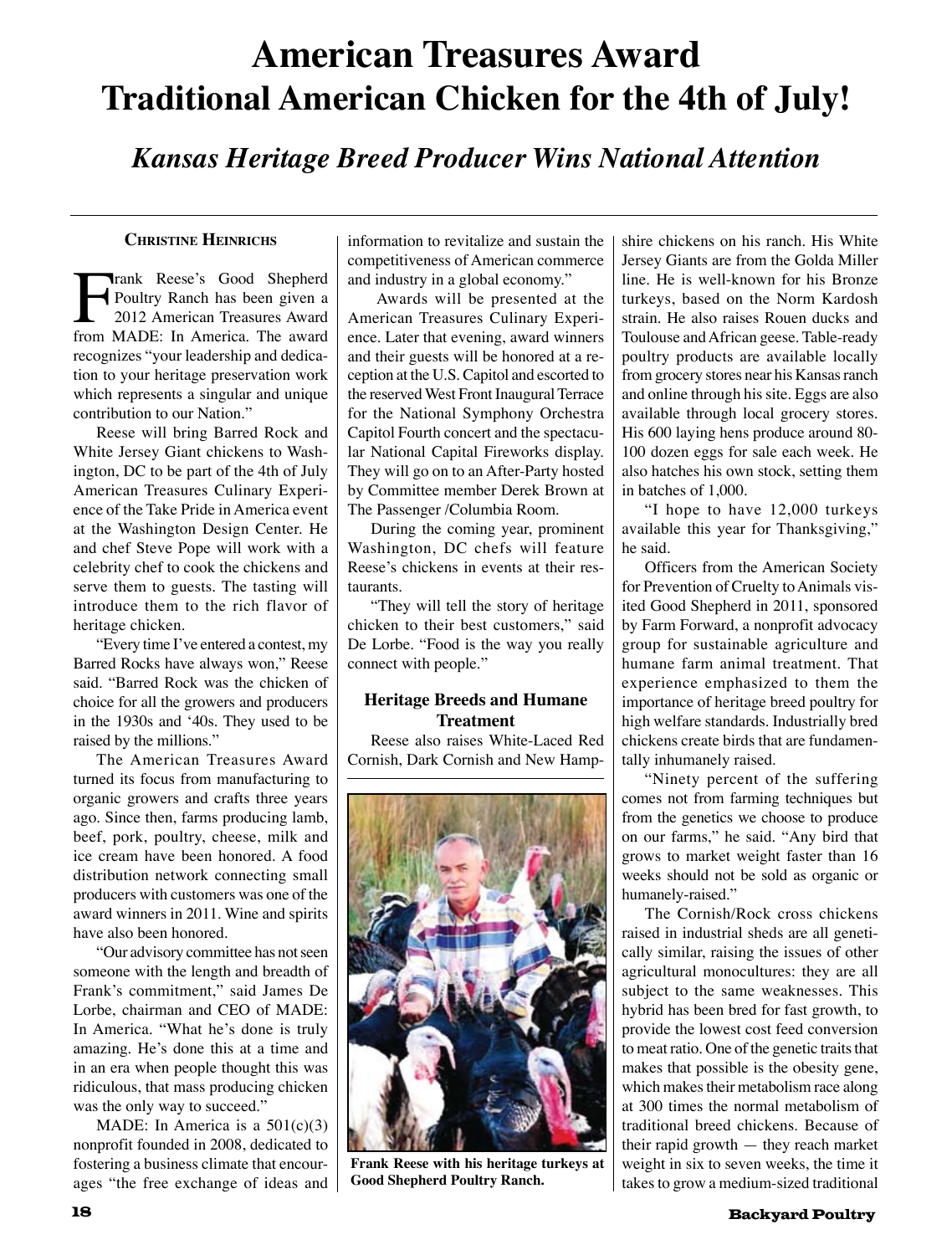# American Treasures Award Traditional American Chicken for the 4th of July!

## *Kansas Heritage Breed Producer Wins National Attention*

**Christine Heinrichs**

Frank Reese's Good Shepherd Poultry Ranch has been given a 2012 American Treasures Award from MADE: In America. The award recognizes "your leadership and dedication to your heritage preservation work which represents a singular and unique contribution to our Nation."

Reese will bring Barred Rock and White Jersey Giant chickens to Washington, DC to be part of the 4th of July American Treasures Culinary Experience of the Take Pride in America event at the Washington Design Center. He and chef Steve Pope will work with a celebrity chef to cook the chickens and serve them to guests. The tasting will introduce them to the rich flavor of heritage chicken.

"Every time I've entered a contest, my Barred Rocks have always won," Reese said. "Barred Rock was the chicken of choice for all the growers and producers in the 1930s and '40s. They used to be raised by the millions."

The American Treasures Award turned its focus from manufacturing to organic growers and crafts three years ago. Since then, farms producing lamb, beef, pork, poultry, cheese, milk and ice cream have been honored. A food distribution network connecting small producers with customers was one of the award winners in 2011. Wine and spirits have also been honored.

"Our advisory committee has not seen someone with the length and breadth of Frank's commitment," said James De Lorbe, chairman and CEO of MADE: In America. "What he's done is truly amazing. He's done this at a time and in an era when people thought this was ridiculous, that mass producing chicken was the only way to succeed."

MADE: In America is a 501(c)(3) nonprofit founded in 2008, dedicated to fostering a business climate that encourages "the free exchange of ideas and information to revitalize and sustain the competitiveness of American commerce and industry in a global economy."

Awards will be presented at the American Treasures Culinary Experience. Later that evening, award winners and their guests will be honored at a reception at the U.S. Capitol and escorted to the reserved West Front Inaugural Terrace for the National Symphony Orchestra Capitol Fourth concert and the spectacular National Capital Fireworks display. They will go on to an After-Party hosted by Committee member Derek Brown at The Passenger /Columbia Room.

During the coming year, prominent Washington, DC chefs will feature Reese's chickens in events at their restaurants.

"They will tell the story of heritage chicken to their best customers," said De Lorbe. "Food is the way you really connect with people."

### Heritage Breeds and Humane Treatment

Reese also raises White-Laced Red Cornish, Dark Cornish and New Hampshire chickens on his ranch. His White Jersey Giants are from the Golda Miller line. He is well-known for his Bronze turkeys, based on the Norm Kardosh strain. He also raises Rouen ducks and Toulouse and African geese. Table-ready poultry products are available locally from grocery stores near his Kansas ranch and online through his site. Eggs are also available through local grocery stores. His 600 laying hens produce around 80-100 dozen eggs for sale each week. He also hatches his own stock, setting them in batches of 1,000.

Frank Reese with his heritage turkeys at Good Shepherd Poultry Ranch.

"I hope to have 12,000 turkeys available this year for Thanksgiving," he said.

Officers from the American Society for Prevention of Cruelty to Animals visited Good Shepherd in 2011, sponsored by Farm Forward, a nonprofit advocacy group for sustainable agriculture and humane farm animal treatment. That experience emphasized to them the importance of heritage breed poultry for high welfare standards. Industrially bred chickens create birds that are fundamentally inhumanely raised.

"Ninety percent of the suffering comes not from farming techniques but from the genetics we choose to produce on our farms," he said. "Any bird that grows to market weight faster than 16 weeks should not be sold as organic or humanely-raised."

The Cornish/Rock cross chickens raised in industrial sheds are all genetically similar, raising the issues of other agricultural monocultures: they are all subject to the same weaknesses. This hybrid has been bred for fast growth, to provide the lowest cost feed conversion to meat ratio. One of the genetic traits that makes that possible is the obesity gene, which makes their metabolism race along at 300 times the normal metabolism of traditional breed chickens. Because of their rapid growth — they reach market weight in six to seven weeks, the time it takes to grow a medium-sized traditional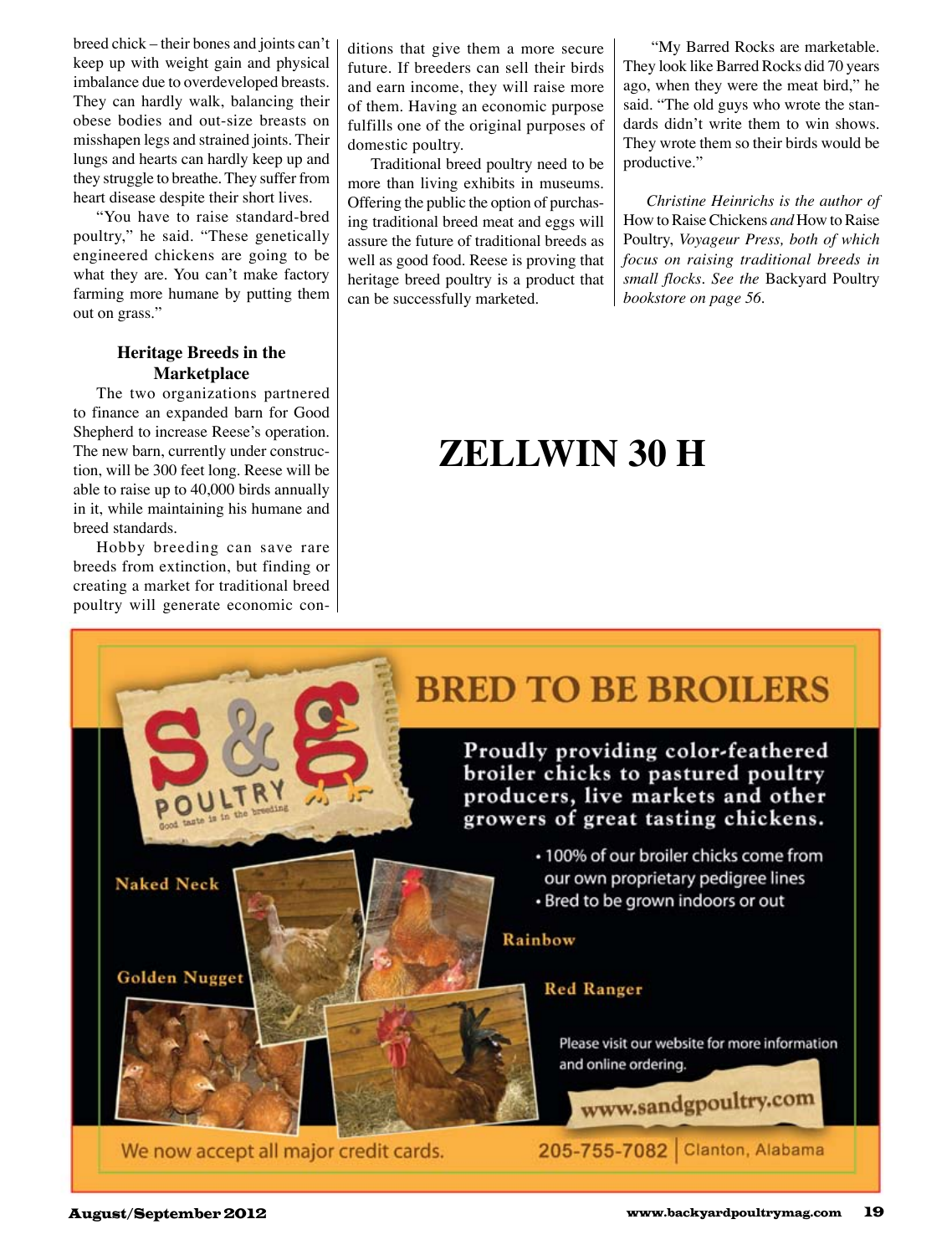breed chick – their bones and joints can't keep up with weight gain and physical imbalance due to overdeveloped breasts. They can hardly walk, balancing their obese bodies and out-size breasts on misshapen legs and strained joints. Their lungs and hearts can hardly keep up and they struggle to breathe. They suffer from heart disease despite their short lives.

"You have to raise standard-bred poultry," he said. "These genetically engineered chickens are going to be what they are. You can't make factory farming more humane by putting them out on grass."

### Heritage Breeds in the Marketplace

The two organizations partnered to finance an expanded barn for Good Shepherd to increase Reese's operation. The new barn, currently under construction, will be 300 feet long. Reese will be able to raise up to 40,000 birds annually in it, while maintaining his humane and breed standards.

Hobby breeding can save rare breeds from extinction, but finding or creating a market for traditional breed poultry will generate economic conditions that give them a more secure future. If breeders can sell their birds and earn income, they will raise more of them. Having an economic purpose fulfills one of the original purposes of domestic poultry.

Traditional breed poultry need to be more than living exhibits in museums. Offering the public the option of purchasing traditional breed meat and eggs will assure the future of traditional breeds as well as good food. Reese is proving that heritage breed poultry is a product that can be successfully marketed.

"My Barred Rocks are marketable. They look like Barred Rocks did 70 years ago, when they were the meat bird," he said. "The old guys who wrote the standards didn't write them to win shows. They wrote them so their birds would be productive."

*Christine Heinrichs is the author of* How to Raise Chickens *and* How to Raise Poultry, *Voyageur Press, both of which focus on raising traditional breeds in small flocks. See the* Backyard Poultry *bookstore on page 56.*

**ZELLWIN 30 H**

## BRED TO BE BROILERS

s & g POULTRY

Good taste is in the breeding

**Proudly providing color-feathered broiler chicks to pastured poultry producers, live markets and other growers of great tasting chickens.**

- 100% of our broiler chicks come from our own proprietary pedigree lines
- Bred to be grown indoors or out

Naked Neck

Rainbow

Golden Nugget

Red Ranger

Please visit our website for more information and online ordering.

www.sandgpoultry.com

We now accept all major credit cards.

205-755-7082 | Clanton, Alabama